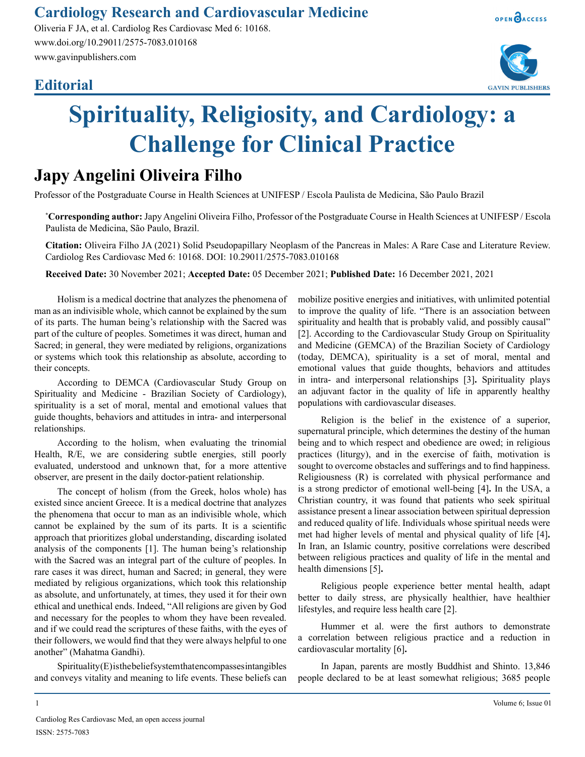# Cardiology Research and Cardiovascular Medicine

Oliveria F JA, et al. Cardiolog Res Cardiovasc Med 6: 10168.
www.doi.org/10.29011/2575-7083.010168
www.gavinpublishers.com

## Editorial

# Spirituality, Religiosity, and Cardiology: a Challenge for Clinical Practice

## Japy Angelini Oliveira Filho

Professor of the Postgraduate Course in Health Sciences at UNIFESP / Escola Paulista de Medicina, São Paulo Brazil

**\*Corresponding author:** Japy Angelini Oliveira Filho, Professor of the Postgraduate Course in Health Sciences at UNIFESP / Escola Paulista de Medicina, São Paulo, Brazil.

**Citation:** Oliveira Filho JA (2021) Solid Pseudopapillary Neoplasm of the Pancreas in Males: A Rare Case and Literature Review. Cardiolog Res Cardiovasc Med 6: 10168. DOI: 10.29011/2575-7083.010168

**Received Date:** 30 November 2021; **Accepted Date:** 05 December 2021; **Published Date:** 16 December 2021, 2021

Holism is a medical doctrine that analyzes the phenomena of man as an indivisible whole, which cannot be explained by the sum of its parts. The human being's relationship with the Sacred was part of the culture of peoples. Sometimes it was direct, human and Sacred; in general, they were mediated by religions, organizations or systems which took this relationship as absolute, according to their concepts.

According to DEMCA (Cardiovascular Study Group on Spirituality and Medicine - Brazilian Society of Cardiology), spirituality is a set of moral, mental and emotional values that guide thoughts, behaviors and attitudes in intra- and interpersonal relationships.

According to the holism, when evaluating the trinomial Health, R/E, we are considering subtle energies, still poorly evaluated, understood and unknown that, for a more attentive observer, are present in the daily doctor-patient relationship.

The concept of holism (from the Greek, holos whole) has existed since ancient Greece. It is a medical doctrine that analyzes the phenomena that occur to man as an indivisible whole, which cannot be explained by the sum of its parts. It is a scientific approach that prioritizes global understanding, discarding isolated analysis of the components [1]. The human being's relationship with the Sacred was an integral part of the culture of peoples. In rare cases it was direct, human and Sacred; in general, they were mediated by religious organizations, which took this relationship as absolute, and unfortunately, at times, they used it for their own ethical and unethical ends. Indeed, "All religions are given by God and necessary for the peoples to whom they have been revealed. and if we could read the scriptures of these faiths, with the eyes of their followers, we would find that they were always helpful to one another" (Mahatma Gandhi).

Spirituality (E) is the belief system that encompasses intangibles and conveys vitality and meaning to life events. These beliefs can mobilize positive energies and initiatives, with unlimited potential to improve the quality of life. "There is an association between spirituality and health that is probably valid, and possibly causal" [2]. According to the Cardiovascular Study Group on Spirituality and Medicine (GEMCA) of the Brazilian Society of Cardiology (today, DEMCA), spirituality is a set of moral, mental and emotional values that guide thoughts, behaviors and attitudes in intra- and interpersonal relationships [3]**.** Spirituality plays an adjuvant factor in the quality of life in apparently healthy populations with cardiovascular diseases.

Religion is the belief in the existence of a superior, supernatural principle, which determines the destiny of the human being and to which respect and obedience are owed; in religious practices (liturgy), and in the exercise of faith, motivation is sought to overcome obstacles and sufferings and to find happiness. Religiousness (R) is correlated with physical performance and is a strong predictor of emotional well-being [4]**.** In the USA, a Christian country, it was found that patients who seek spiritual assistance present a linear association between spiritual depression and reduced quality of life. Individuals whose spiritual needs were met had higher levels of mental and physical quality of life [4]**.** In Iran, an Islamic country, positive correlations were described between religious practices and quality of life in the mental and health dimensions [5]**.**

Religious people experience better mental health, adapt better to daily stress, are physically healthier, have healthier lifestyles, and require less health care [2].

Hummer et al. were the first authors to demonstrate a correlation between religious practice and a reduction in cardiovascular mortality [6]**.**

In Japan, parents are mostly Buddhist and Shinto. 13,846 people declared to be at least somewhat religious; 3685 people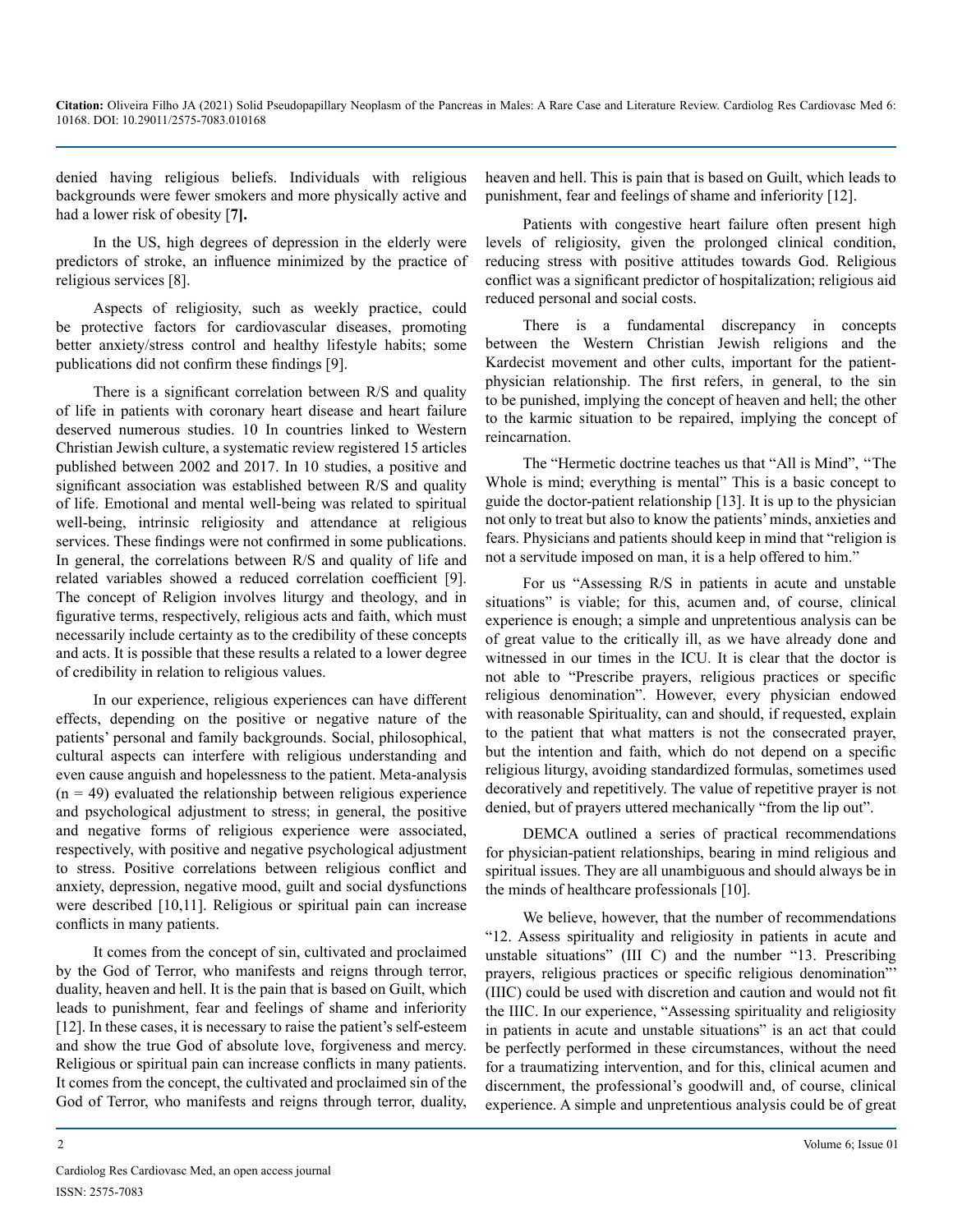denied having religious beliefs. Individuals with religious backgrounds were fewer smokers and more physically active and had a lower risk of obesity [**7**].

In the US, high degrees of depression in the elderly were predictors of stroke, an influence minimized by the practice of religious services [8].

Aspects of religiosity, such as weekly practice, could be protective factors for cardiovascular diseases, promoting better anxiety/stress control and healthy lifestyle habits; some publications did not confirm these findings [9].

There is a significant correlation between R/S and quality of life in patients with coronary heart disease and heart failure deserved numerous studies. 10 In countries linked to Western Christian Jewish culture, a systematic review registered 15 articles published between 2002 and 2017. In 10 studies, a positive and significant association was established between R/S and quality of life. Emotional and mental well-being was related to spiritual well-being, intrinsic religiosity and attendance at religious services. These findings were not confirmed in some publications. In general, the correlations between R/S and quality of life and related variables showed a reduced correlation coefficient [9]. The concept of Religion involves liturgy and theology, and in figurative terms, respectively, religious acts and faith, which must necessarily include certainty as to the credibility of these concepts and acts. It is possible that these results a related to a lower degree of credibility in relation to religious values.

In our experience, religious experiences can have different effects, depending on the positive or negative nature of the patients' personal and family backgrounds. Social, philosophical, cultural aspects can interfere with religious understanding and even cause anguish and hopelessness to the patient. Meta-analysis (n = 49) evaluated the relationship between religious experience and psychological adjustment to stress; in general, the positive and negative forms of religious experience were associated, respectively, with positive and negative psychological adjustment to stress. Positive correlations between religious conflict and anxiety, depression, negative mood, guilt and social dysfunctions were described [10,11]. Religious or spiritual pain can increase conflicts in many patients.

It comes from the concept of sin, cultivated and proclaimed by the God of Terror, who manifests and reigns through terror, duality, heaven and hell. It is the pain that is based on Guilt, which leads to punishment, fear and feelings of shame and inferiority [12]. In these cases, it is necessary to raise the patient's self-esteem and show the true God of absolute love, forgiveness and mercy. Religious or spiritual pain can increase conflicts in many patients. It comes from the concept, the cultivated and proclaimed sin of the God of Terror, who manifests and reigns through terror, duality, heaven and hell. This is pain that is based on Guilt, which leads to punishment, fear and feelings of shame and inferiority [12].

Patients with congestive heart failure often present high levels of religiosity, given the prolonged clinical condition, reducing stress with positive attitudes towards God. Religious conflict was a significant predictor of hospitalization; religious aid reduced personal and social costs.

There is a fundamental discrepancy in concepts between the Western Christian Jewish religions and the Kardecist movement and other cults, important for the patient-physician relationship. The first refers, in general, to the sin to be punished, implying the concept of heaven and hell; the other to the karmic situation to be repaired, implying the concept of reincarnation.

The "Hermetic doctrine teaches us that "All is Mind", "The Whole is mind; everything is mental" This is a basic concept to guide the doctor-patient relationship [13]. It is up to the physician not only to treat but also to know the patients' minds, anxieties and fears. Physicians and patients should keep in mind that "religion is not a servitude imposed on man, it is a help offered to him."

For us "Assessing R/S in patients in acute and unstable situations" is viable; for this, acumen and, of course, clinical experience is enough; a simple and unpretentious analysis can be of great value to the critically ill, as we have already done and witnessed in our times in the ICU. It is clear that the doctor is not able to "Prescribe prayers, religious practices or specific religious denomination". However, every physician endowed with reasonable Spirituality, can and should, if requested, explain to the patient that what matters is not the consecrated prayer, but the intention and faith, which do not depend on a specific religious liturgy, avoiding standardized formulas, sometimes used decoratively and repetitively. The value of repetitive prayer is not denied, but of prayers uttered mechanically "from the lip out".

DEMCA outlined a series of practical recommendations for physician-patient relationships, bearing in mind religious and spiritual issues. They are all unambiguous and should always be in the minds of healthcare professionals [10].

We believe, however, that the number of recommendations "12. Assess spirituality and religiosity in patients in acute and unstable situations" (III C) and the number "13. Prescribing prayers, religious practices or specific religious denomination"' (IIIC) could be used with discretion and caution and would not fit the IIIC. In our experience, "Assessing spirituality and religiosity in patients in acute and unstable situations" is an act that could be perfectly performed in these circumstances, without the need for a traumatizing intervention, and for this, clinical acumen and discernment, the professional's goodwill and, of course, clinical experience. A simple and unpretentious analysis could be of great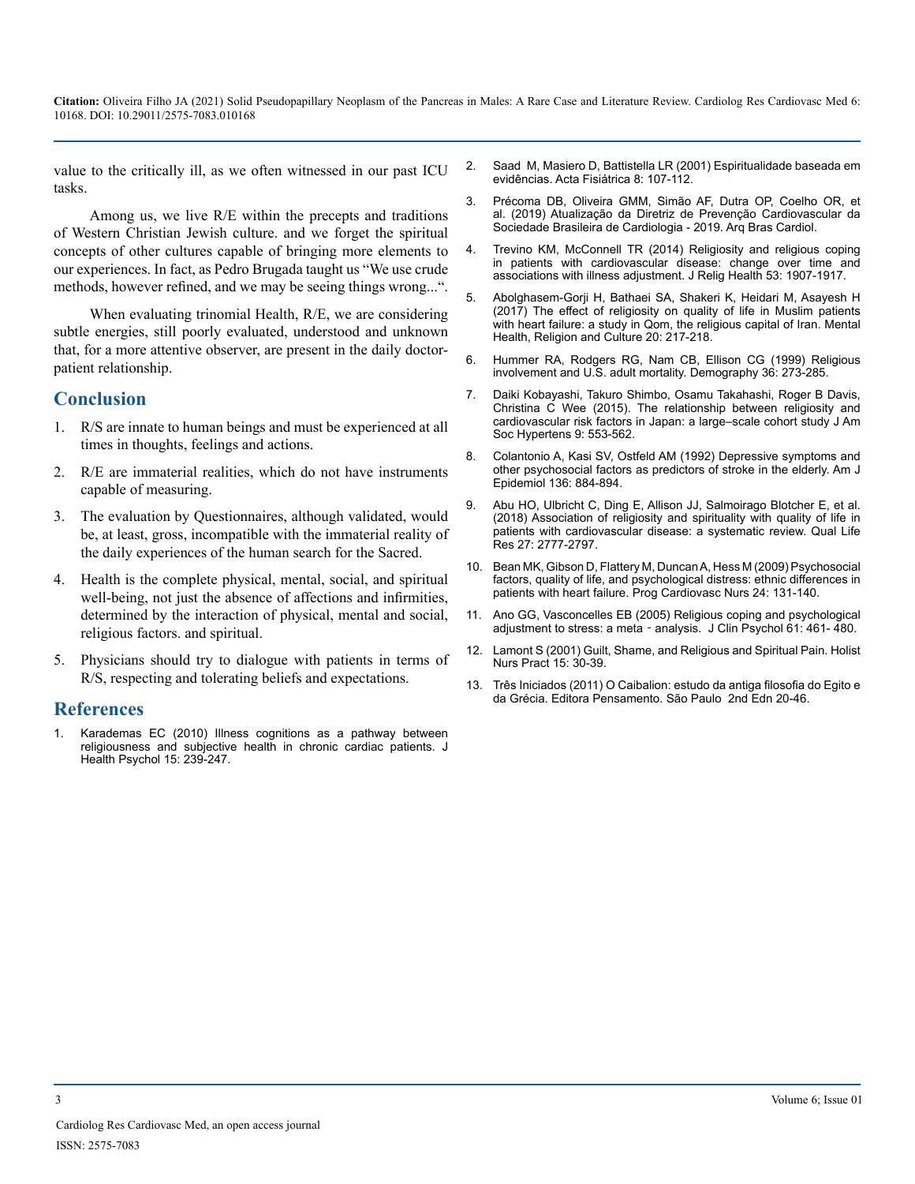value to the critically ill, as we often witnessed in our past ICU tasks.

Among us, we live R/E within the precepts and traditions of Western Christian Jewish culture. and we forget the spiritual concepts of other cultures capable of bringing more elements to our experiences. In fact, as Pedro Brugada taught us "We use crude methods, however refined, and we may be seeing things wrong...".

When evaluating trinomial Health, R/E, we are considering subtle energies, still poorly evaluated, understood and unknown that, for a more attentive observer, are present in the daily doctor-patient relationship.

## Conclusion

1. R/S are innate to human beings and must be experienced at all times in thoughts, feelings and actions.
2. R/E are immaterial realities, which do not have instruments capable of measuring.
3. The evaluation by Questionnaires, although validated, would be, at least, gross, incompatible with the immaterial reality of the daily experiences of the human search for the Sacred.
4. Health is the complete physical, mental, social, and spiritual well-being, not just the absence of affections and infirmities, determined by the interaction of physical, mental and social, religious factors. and spiritual.
5. Physicians should try to dialogue with patients in terms of R/S, respecting and tolerating beliefs and expectations.

## References

1. Karademas EC (2010) Illness cognitions as a pathway between religiousness and subjective health in chronic cardiac patients. J Health Psychol 15: 239-247.
2. Saad M, Masiero D, Battistella LR (2001) Espiritualidade baseada em evidências. Acta Fisiátrica 8: 107-112.
3. Précoma DB, Oliveira GMM, Simão AF, Dutra OP, Coelho OR, et al. (2019) Atualização da Diretriz de Prevenção Cardiovascular da Sociedade Brasileira de Cardiologia - 2019. Arq Bras Cardiol.
4. Trevino KM, McConnell TR (2014) Religiosity and religious coping in patients with cardiovascular disease: change over time and associations with illness adjustment. J Relig Health 53: 1907-1917.
5. Abolghasem-Gorji H, Bathaei SA, Shakeri K, Heidari M, Asayesh H (2017) The effect of religiosity on quality of life in Muslim patients with heart failure: a study in Qom, the religious capital of Iran. Mental Health, Religion and Culture 20: 217-218.
6. Hummer RA, Rodgers RG, Nam CB, Ellison CG (1999) Religious involvement and U.S. adult mortality. Demography 36: 273-285.
7. Daiki Kobayashi, Takuro Shimbo, Osamu Takahashi, Roger B Davis, Christina C Wee (2015). The relationship between religiosity and cardiovascular risk factors in Japan: a large–scale cohort study J Am Soc Hypertens 9: 553-562.
8. Colantonio A, Kasi SV, Ostfeld AM (1992) Depressive symptoms and other psychosocial factors as predictors of stroke in the elderly. Am J Epidemiol 136: 884-894.
9. Abu HO, Ulbricht C, Ding E, Allison JJ, Salmoirago Blotcher E, et al. (2018) Association of religiosity and spirituality with quality of life in patients with cardiovascular disease: a systematic review. Qual Life Res 27: 2777-2797.
10. Bean MK, Gibson D, Flattery M, Duncan A, Hess M (2009) Psychosocial factors, quality of life, and psychological distress: ethnic differences in patients with heart failure. Prog Cardiovasc Nurs 24: 131-140.
11. Ano GG, Vasconcelles EB (2005) Religious coping and psychological adjustment to stress: a meta‐analysis. J Clin Psychol 61: 461- 480.
12. Lamont S (2001) Guilt, Shame, and Religious and Spiritual Pain. Holist Nurs Pract 15: 30-39.
13. Três Iniciados (2011) O Caibalion: estudo da antiga filosofia do Egito e da Grécia. Editora Pensamento. São Paulo 2nd Edn 20-46.